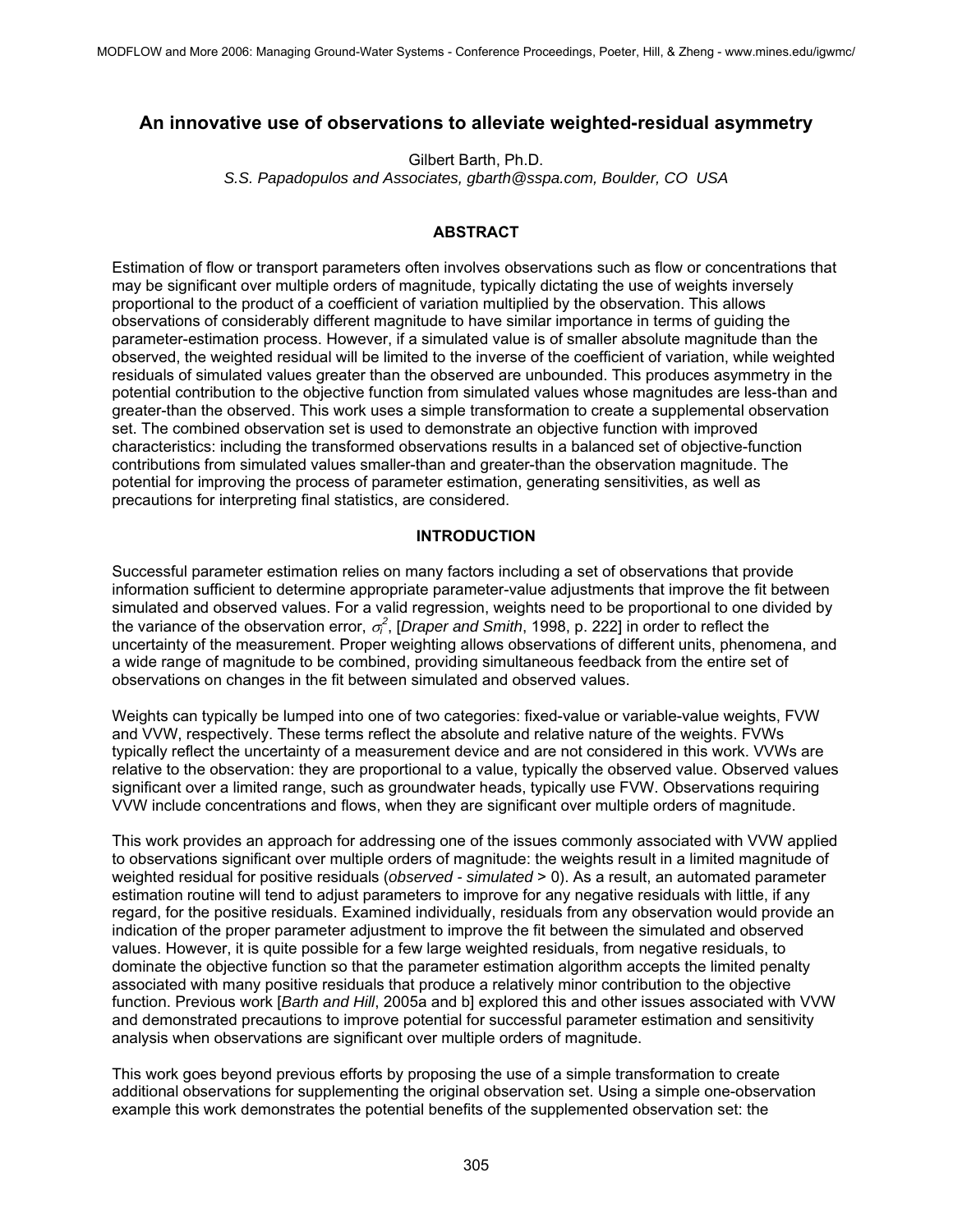# An innovative use of observations to alleviate weighted-residual asymmetry

Gilbert Barth, Ph.D.

*S.S. Papadopulos and Associates, gbarth@sspa.com, Boulder, CO USA*

## ABSTRACT

Estimation of flow or transport parameters often involves observations such as flow or concentrations that may be significant over multiple orders of magnitude, typically dictating the use of weights inversely proportional to the product of a coefficient of variation multiplied by the observation. This allows observations of considerably different magnitude to have similar importance in terms of guiding the parameter-estimation process. However, if a simulated value is of smaller absolute magnitude than the observed, the weighted residual will be limited to the inverse of the coefficient of variation, while weighted residuals of simulated values greater than the observed are unbounded. This produces asymmetry in the potential contribution to the objective function from simulated values whose magnitudes are less-than and greater-than the observed. This work uses a simple transformation to create a supplemental observation set. The combined observation set is used to demonstrate an objective function with improved characteristics: including the transformed observations results in a balanced set of objective-function contributions from simulated values smaller-than and greater-than the observation magnitude. The potential for improving the process of parameter estimation, generating sensitivities, as well as precautions for interpreting final statistics, are considered.

## INTRODUCTION

Successful parameter estimation relies on many factors including a set of observations that provide information sufficient to determine appropriate parameter-value adjustments that improve the fit between simulated and observed values. For a valid regression, weights need to be proportional to one divided by the variance of the observation error, $\sigma_i^2$, [*Draper and Smith*, 1998, p. 222] in order to reflect the uncertainty of the measurement. Proper weighting allows observations of different units, phenomena, and a wide range of magnitude to be combined, providing simultaneous feedback from the entire set of observations on changes in the fit between simulated and observed values.

Weights can typically be lumped into one of two categories: fixed-value or variable-value weights, FVW and VVW, respectively. These terms reflect the absolute and relative nature of the weights. FVWs typically reflect the uncertainty of a measurement device and are not considered in this work. VVWs are relative to the observation: they are proportional to a value, typically the observed value. Observed values significant over a limited range, such as groundwater heads, typically use FVW. Observations requiring VVW include concentrations and flows, when they are significant over multiple orders of magnitude.

This work provides an approach for addressing one of the issues commonly associated with VVW applied to observations significant over multiple orders of magnitude: the weights result in a limited magnitude of weighted residual for positive residuals (*observed - simulated* > 0). As a result, an automated parameter estimation routine will tend to adjust parameters to improve for any negative residuals with little, if any regard, for the positive residuals. Examined individually, residuals from any observation would provide an indication of the proper parameter adjustment to improve the fit between the simulated and observed values. However, it is quite possible for a few large weighted residuals, from negative residuals, to dominate the objective function so that the parameter estimation algorithm accepts the limited penalty associated with many positive residuals that produce a relatively minor contribution to the objective function. Previous work [*Barth and Hill*, 2005a and b] explored this and other issues associated with VVW and demonstrated precautions to improve potential for successful parameter estimation and sensitivity analysis when observations are significant over multiple orders of magnitude.

This work goes beyond previous efforts by proposing the use of a simple transformation to create additional observations for supplementing the original observation set. Using a simple one-observation example this work demonstrates the potential benefits of the supplemented observation set: the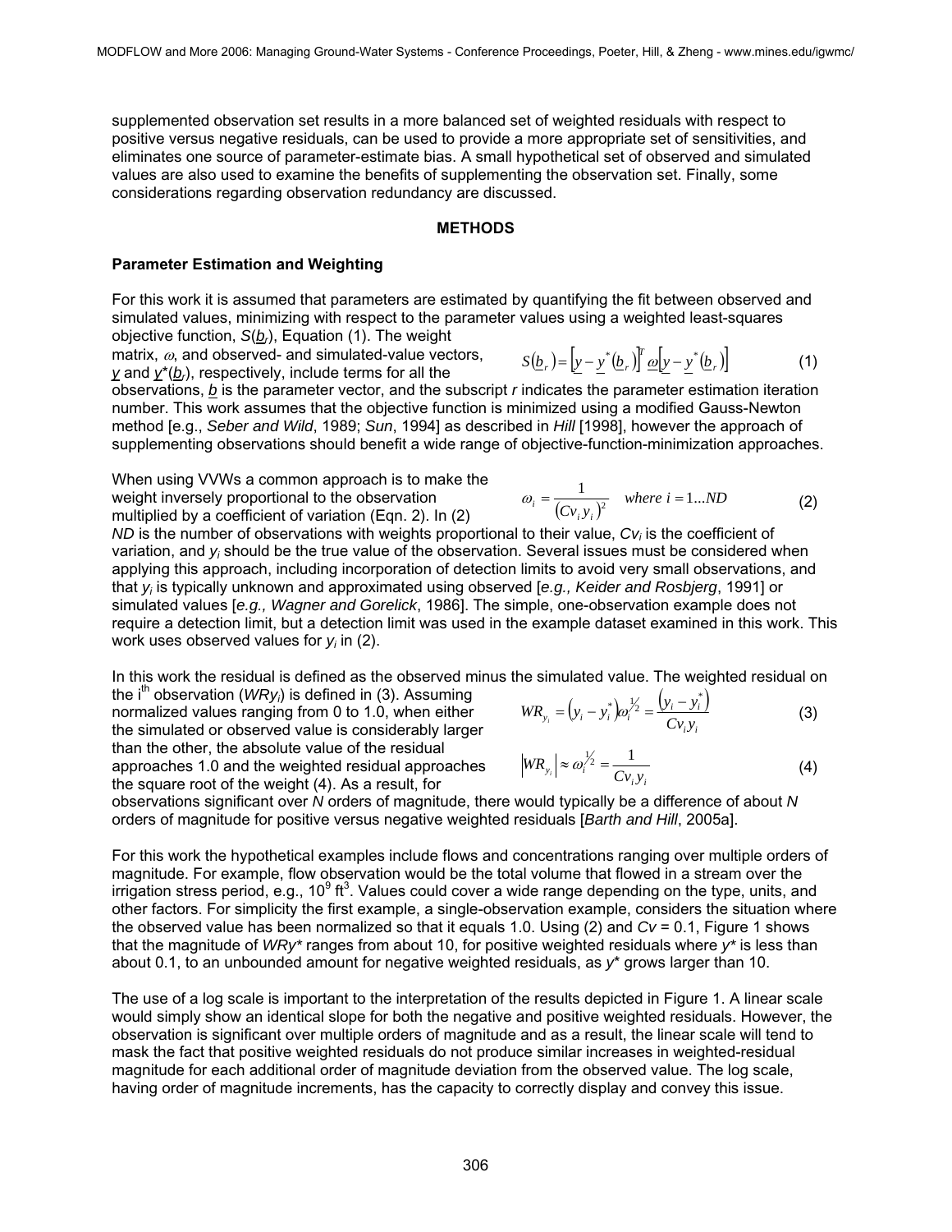supplemented observation set results in a more balanced set of weighted residuals with respect to positive versus negative residuals, can be used to provide a more appropriate set of sensitivities, and eliminates one source of parameter-estimate bias. A small hypothetical set of observed and simulated values are also used to examine the benefits of supplementing the observation set. Finally, some considerations regarding observation redundancy are discussed.

## METHODS

### Parameter Estimation and Weighting

For this work it is assumed that parameters are estimated by quantifying the fit between observed and simulated values, minimizing with respect to the parameter values using a weighted least-squares objective function, $S(\underline{b}_r)$, Equation (1). The weight matrix, $\omega$, and observed- and simulated-value vectors, $\underline{y}$ and $\underline{y}^*(\underline{b}_r)$, respectively, include terms for all the observations, $\underline{b}$ is the parameter vector, and the subscript $r$ indicates the parameter estimation iteration number. This work assumes that the objective function is minimized using a modified Gauss-Newton method [e.g., *Seber and Wild*, 1989; *Sun*, 1994] as described in *Hill* [1998], however the approach of supplementing observations should benefit a wide range of objective-function-minimization approaches.

$$S(\underline{b}_r) = \left[\underline{y} - \underline{y}^*(\underline{b}_r)\right]^T \underline{\omega}\left[\underline{y} - \underline{y}^*(\underline{b}_r)\right] \tag{1}$$

When using VVWs a common approach is to make the weight inversely proportional to the observation multiplied by a coefficient of variation (Eqn. 2). In (2) $ND$ is the number of observations with weights proportional to their value, $Cv_i$ is the coefficient of variation, and $y_i$ should be the true value of the observation. Several issues must be considered when applying this approach, including incorporation of detection limits to avoid very small observations, and that $y_i$ is typically unknown and approximated using observed [*e.g., Keider and Rosbjerg*, 1991] or simulated values [*e.g., Wagner and Gorelick*, 1986]. The simple, one-observation example does not require a detection limit, but a detection limit was used in the example dataset examined in this work. This work uses observed values for $y_i$ in (2).

$$\omega_i = \frac{1}{(Cv_i y_i)^2} \quad where\ i = 1 \ldots ND \tag{2}$$

In this work the residual is defined as the observed minus the simulated value. The weighted residual on the i[th] observation ($WRy_i$) is defined in (3). Assuming normalized values ranging from 0 to 1.0, when either the simulated or observed value is considerably larger than the other, the absolute value of the residual approaches 1.0 and the weighted residual approaches the square root of the weight (4). As a result, for observations significant over $N$ orders of magnitude, there would typically be a difference of about $N$ orders of magnitude for positive versus negative weighted residuals [*Barth and Hill*, 2005a].

$$WR_{y_i} = \left(y_i - y_i^*\right)\omega_i^{1/2} = \frac{\left(y_i - y_i^*\right)}{Cv_i y_i} \tag{3}$$

$$\left|WR_{y_i}\right| \approx \omega_i^{1/2} = \frac{1}{Cv_i y_i} \tag{4}$$

For this work the hypothetical examples include flows and concentrations ranging over multiple orders of magnitude. For example, flow observation would be the total volume that flowed in a stream over the irrigation stress period, e.g., $10^9$ ft$^3$. Values could cover a wide range depending on the type, units, and other factors. For simplicity the first example, a single-observation example, considers the situation where the observed value has been normalized so that it equals 1.0. Using (2) and $Cv$ = 0.1, Figure 1 shows that the magnitude of $WRy^*$ ranges from about 10, for positive weighted residuals where $y^*$ is less than about 0.1, to an unbounded amount for negative weighted residuals, as $y^*$ grows larger than 10.

The use of a log scale is important to the interpretation of the results depicted in Figure 1. A linear scale would simply show an identical slope for both the negative and positive weighted residuals. However, the observation is significant over multiple orders of magnitude and as a result, the linear scale will tend to mask the fact that positive weighted residuals do not produce similar increases in weighted-residual magnitude for each additional order of magnitude deviation from the observed value. The log scale, having order of magnitude increments, has the capacity to correctly display and convey this issue.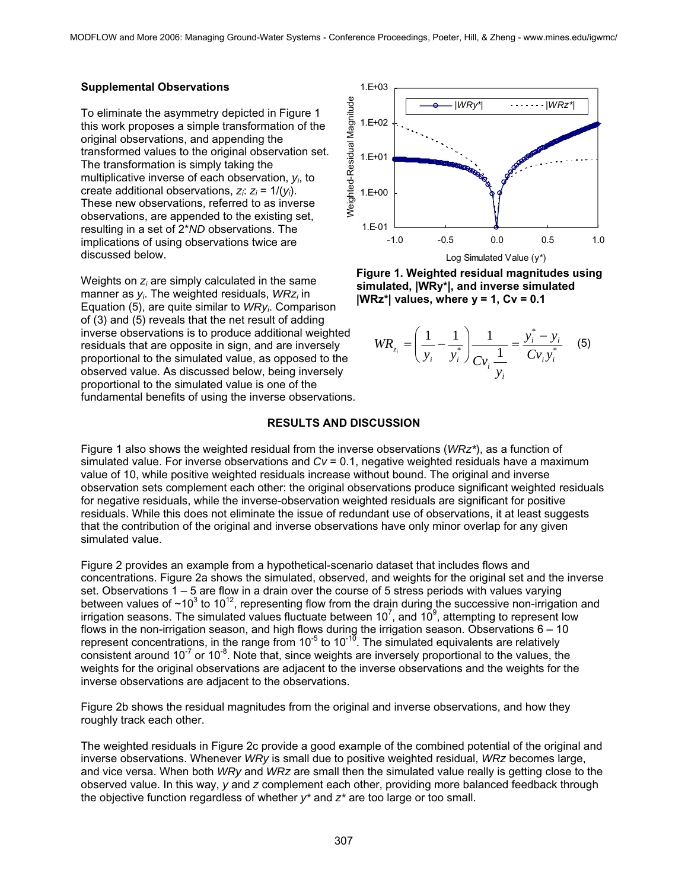**Supplemental Observations**

To eliminate the asymmetry depicted in Figure 1 this work proposes a simple transformation of the original observations, and appending the transformed values to the original observation set. The transformation is simply taking the multiplicative inverse of each observation, $y_i$, to create additional observations, $z_i$: $z_i = 1/(y_i)$. These new observations, referred to as inverse observations, are appended to the existing set, resulting in a set of 2\**ND* observations. The implications of using observations twice are discussed below.

Weights on $z_i$ are simply calculated in the same manner as $y_i$. The weighted residuals, $WRz_i$ in Equation (5), are quite similar to $WRy_i$. Comparison of (3) and (5) reveals that the net result of adding inverse observations is to produce additional weighted residuals that are opposite in sign, and are inversely proportional to the simulated value, as opposed to the observed value. As discussed below, being inversely proportional to the simulated value is one of the fundamental benefits of using the inverse observations.

**Figure 1. Weighted residual magnitudes using simulated, |WRy\*|, and inverse simulated |WRz\*| values, where y = 1, Cv = 0.1**

$$WR_{z_i} = \left(\frac{1}{y_i} - \frac{1}{y_i^*}\right)\frac{1}{Cv_i \dfrac{1}{y_i}} = \frac{y_i^* - y_i}{Cv_i y_i^*} \quad (5)$$

## RESULTS AND DISCUSSION

Figure 1 also shows the weighted residual from the inverse observations (*WRz\**), as a function of simulated value. For inverse observations and *Cv* = 0.1, negative weighted residuals have a maximum value of 10, while positive weighted residuals increase without bound. The original and inverse observation sets complement each other: the original observations produce significant weighted residuals for negative residuals, while the inverse-observation weighted residuals are significant for positive residuals. While this does not eliminate the issue of redundant use of observations, it at least suggests that the contribution of the original and inverse observations have only minor overlap for any given simulated value.

Figure 2 provides an example from a hypothetical-scenario dataset that includes flows and concentrations. Figure 2a shows the simulated, observed, and weights for the original set and the inverse set. Observations 1 – 5 are flow in a drain over the course of 5 stress periods with values varying between values of ~$10^3$ to $10^{12}$, representing flow from the drain during the successive non-irrigation and irrigation seasons. The simulated values fluctuate between $10^7$, and $10^9$, attempting to represent low flows in the non-irrigation season, and high flows during the irrigation season. Observations 6 – 10 represent concentrations, in the range from $10^{-5}$ to $10^{-10}$. The simulated equivalents are relatively consistent around $10^{-7}$ or $10^{-8}$. Note that, since weights are inversely proportional to the values, the weights for the original observations are adjacent to the inverse observations and the weights for the inverse observations are adjacent to the observations.

Figure 2b shows the residual magnitudes from the original and inverse observations, and how they roughly track each other.

The weighted residuals in Figure 2c provide a good example of the combined potential of the original and inverse observations. Whenever *WRy* is small due to positive weighted residual, *WRz* becomes large, and vice versa. When both *WRy* and *WRz* are small then the simulated value really is getting close to the observed value. In this way, *y* and *z* complement each other, providing more balanced feedback through the objective function regardless of whether *y\** and *z\** are too large or too small.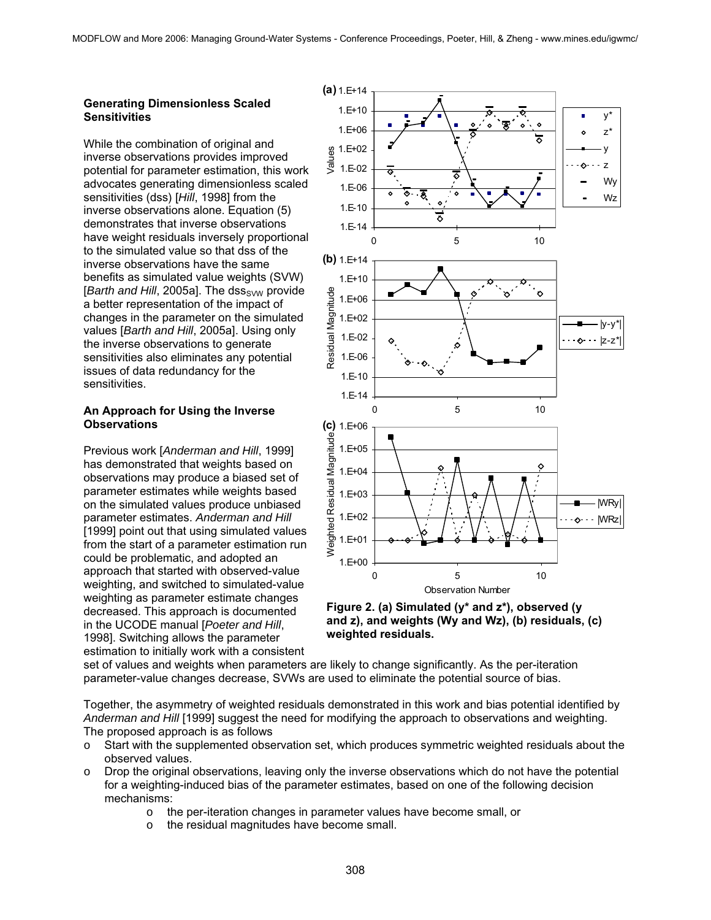### Generating Dimensionless Scaled Sensitivities

While the combination of original and inverse observations provides improved potential for parameter estimation, this work advocates generating dimensionless scaled sensitivities (dss) [*Hill*, 1998] from the inverse observations alone. Equation (5) demonstrates that inverse observations have weight residuals inversely proportional to the simulated value so that dss of the inverse observations have the same benefits as simulated value weights (SVW) [*Barth and Hill*, 2005a]. The $dss_{SVW}$ provide a better representation of the impact of changes in the parameter on the simulated values [*Barth and Hill*, 2005a]. Using only the inverse observations to generate sensitivities also eliminates any potential issues of data redundancy for the sensitivities.

### An Approach for Using the Inverse Observations

Previous work [*Anderman and Hill*, 1999] has demonstrated that weights based on observations may produce a biased set of parameter estimates while weights based on the simulated values produce unbiased parameter estimates. *Anderman and Hill* [1999] point out that using simulated values from the start of a parameter estimation run could be problematic, and adopted an approach that started with observed-value weighting, and switched to simulated-value weighting as parameter estimate changes decreased. This approach is documented in the UCODE manual [*Poeter and Hill*, 1998]. Switching allows the parameter estimation to initially work with a consistent set of values and weights when parameters are likely to change significantly. As the per-iteration parameter-value changes decrease, SVWs are used to eliminate the potential source of bias.

**Figure 2. (a) Simulated (y\* and z\*), observed (y and z), and weights (Wy and Wz), (b) residuals, (c) weighted residuals.**

Together, the asymmetry of weighted residuals demonstrated in this work and bias potential identified by *Anderman and Hill* [1999] suggest the need for modifying the approach to observations and weighting. The proposed approach is as follows

- Start with the supplemented observation set, which produces symmetric weighted residuals about the observed values.
- Drop the original observations, leaving only the inverse observations which do not have the potential for a weighting-induced bias of the parameter estimates, based on one of the following decision mechanisms:
    - the per-iteration changes in parameter values have become small, or
    - the residual magnitudes have become small.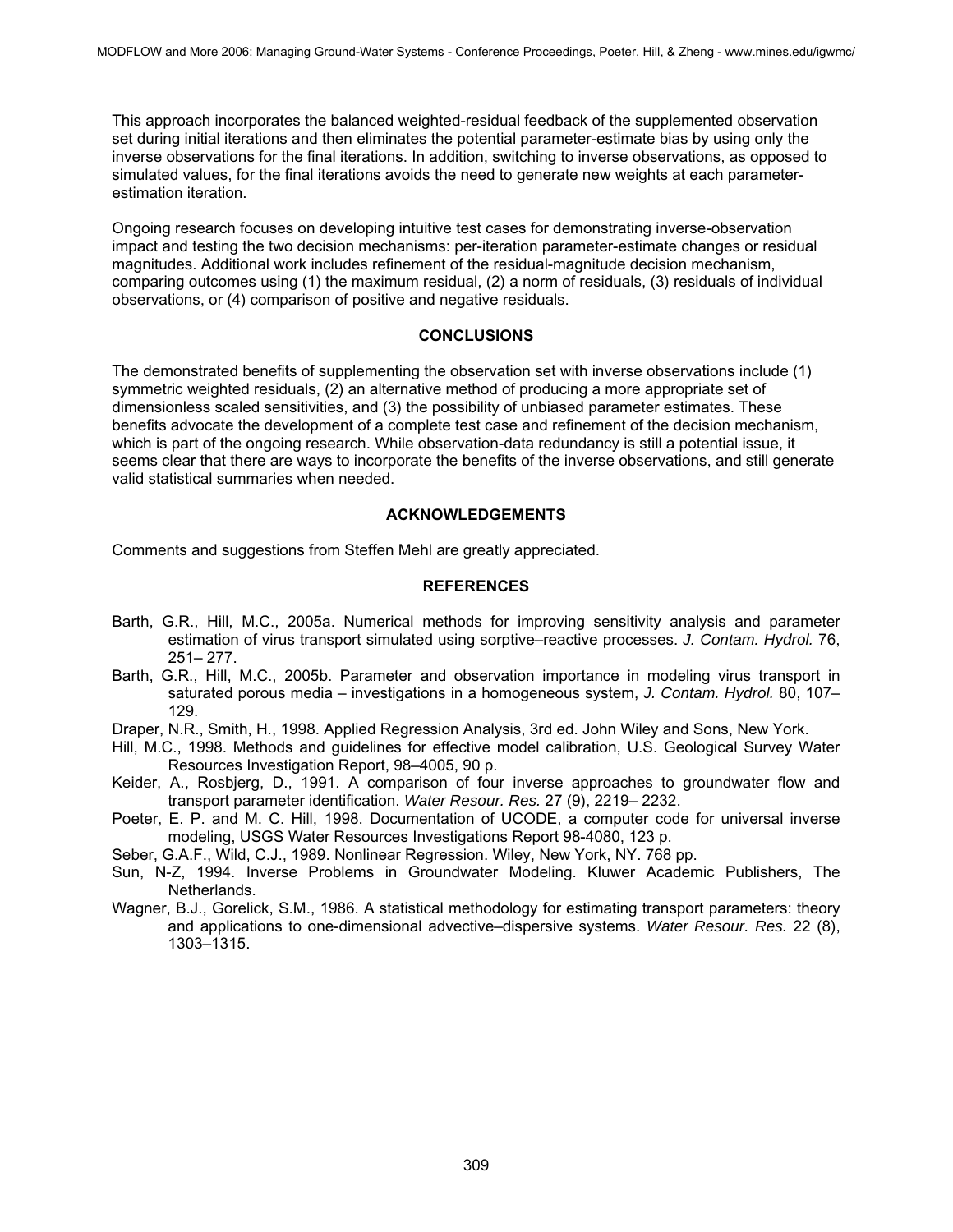This approach incorporates the balanced weighted-residual feedback of the supplemented observation set during initial iterations and then eliminates the potential parameter-estimate bias by using only the inverse observations for the final iterations. In addition, switching to inverse observations, as opposed to simulated values, for the final iterations avoids the need to generate new weights at each parameter-estimation iteration.

Ongoing research focuses on developing intuitive test cases for demonstrating inverse-observation impact and testing the two decision mechanisms: per-iteration parameter-estimate changes or residual magnitudes. Additional work includes refinement of the residual-magnitude decision mechanism, comparing outcomes using (1) the maximum residual, (2) a norm of residuals, (3) residuals of individual observations, or (4) comparison of positive and negative residuals.

## CONCLUSIONS

The demonstrated benefits of supplementing the observation set with inverse observations include (1) symmetric weighted residuals, (2) an alternative method of producing a more appropriate set of dimensionless scaled sensitivities, and (3) the possibility of unbiased parameter estimates. These benefits advocate the development of a complete test case and refinement of the decision mechanism, which is part of the ongoing research. While observation-data redundancy is still a potential issue, it seems clear that there are ways to incorporate the benefits of the inverse observations, and still generate valid statistical summaries when needed.

## ACKNOWLEDGEMENTS

Comments and suggestions from Steffen Mehl are greatly appreciated.

## REFERENCES

Barth, G.R., Hill, M.C., 2005a. Numerical methods for improving sensitivity analysis and parameter estimation of virus transport simulated using sorptive–reactive processes. *J. Contam. Hydrol.* 76, 251– 277.

Barth, G.R., Hill, M.C., 2005b. Parameter and observation importance in modeling virus transport in saturated porous media – investigations in a homogeneous system, *J. Contam. Hydrol.* 80, 107–129.

Draper, N.R., Smith, H., 1998. Applied Regression Analysis, 3rd ed. John Wiley and Sons, New York.

Hill, M.C., 1998. Methods and guidelines for effective model calibration, U.S. Geological Survey Water Resources Investigation Report, 98–4005, 90 p.

Keider, A., Rosbjerg, D., 1991. A comparison of four inverse approaches to groundwater flow and transport parameter identification. *Water Resour. Res.* 27 (9), 2219– 2232.

Poeter, E. P. and M. C. Hill, 1998. Documentation of UCODE, a computer code for universal inverse modeling, USGS Water Resources Investigations Report 98-4080, 123 p.

Seber, G.A.F., Wild, C.J., 1989. Nonlinear Regression. Wiley, New York, NY. 768 pp.

Sun, N-Z, 1994. Inverse Problems in Groundwater Modeling. Kluwer Academic Publishers, The Netherlands.

Wagner, B.J., Gorelick, S.M., 1986. A statistical methodology for estimating transport parameters: theory and applications to one-dimensional advective–dispersive systems. *Water Resour. Res.* 22 (8), 1303–1315.